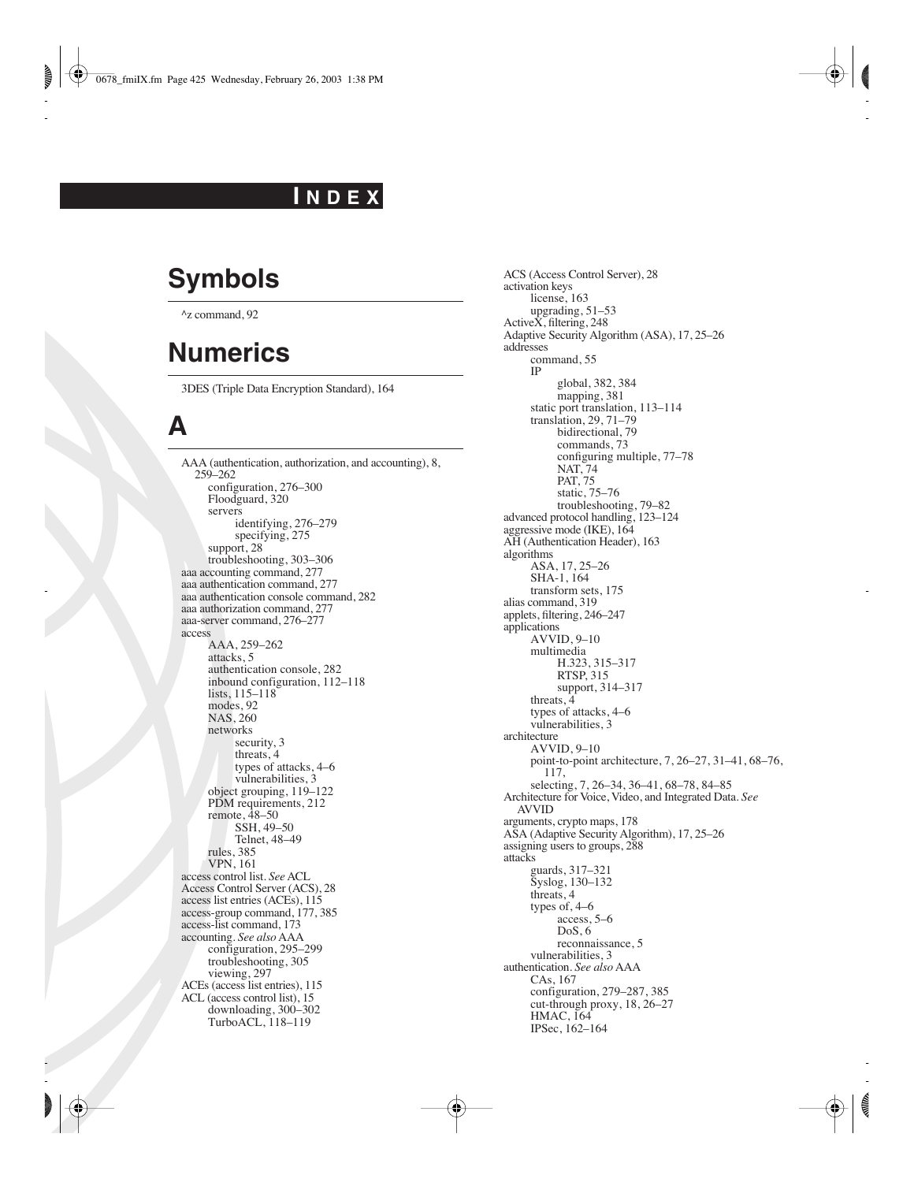# INDEX

## Symbols

^z command, 92

## Numerics

3DES (Triple Data Encryption Standard), 164

## A

AAA (authentication, authorization, and accounting), 8, 259–262
- configuration, 276–300
- Floodguard, 320
- servers
  - identifying, 276–279
  - specifying, 275
- support, 28
- troubleshooting, 303–306

aaa accounting command, 277
aaa authentication command, 277
aaa authentication console command, 282
aaa authorization command, 277
aaa-server command, 276–277
access
- AAA, 259–262
- attacks, 5
- authentication console, 282
- inbound configuration, 112–118
- lists, 115–118
- modes, 92
- NAS, 260
- networks
  - security, 3
  - threats, 4
  - types of attacks, 4–6
  - vulnerabilities, 3
- object grouping, 119–122
- PDM requirements, 212
- remote, 48–50
  - SSH, 49–50
  - Telnet, 48–49
- rules, 385
- VPN, 161

access control list. *See* ACL
Access Control Server (ACS), 28
access list entries (ACEs), 115
access-group command, 177, 385
access-list command, 173
accounting. *See also* AAA
- configuration, 295–299
- troubleshooting, 305
- viewing, 297

ACEs (access list entries), 115
ACL (access control list), 15
- downloading, 300–302
- TurboACL, 118–119

ACS (Access Control Server), 28
activation keys
- license, 163
- upgrading, 51–53

ActiveX, filtering, 248
Adaptive Security Algorithm (ASA), 17, 25–26
addresses
- command, 55
- IP
  - global, 382, 384
  - mapping, 381
- static port translation, 113–114
- translation, 29, 71–79
  - bidirectional, 79
  - commands, 73
  - configuring multiple, 77–78
  - NAT, 74
  - PAT, 75
  - static, 75–76
  - troubleshooting, 79–82

advanced protocol handling, 123–124
aggressive mode (IKE), 164
AH (Authentication Header), 163
algorithms
- ASA, 17, 25–26
- SHA-1, 164
- transform sets, 175

alias command, 319
applets, filtering, 246–247
applications
- AVVID, 9–10
- multimedia
  - H.323, 315–317
  - RTSP, 315
  - support, 314–317
- threats, 4
- types of attacks, 4–6
- vulnerabilities, 3

architecture
- AVVID, 9–10
- point-to-point architecture, 7, 26–27, 31–41, 68–76, 117,
- selecting, 7, 26–34, 36–41, 68–78, 84–85

Architecture for Voice, Video, and Integrated Data. *See* AVVID
arguments, crypto maps, 178
ASA (Adaptive Security Algorithm), 17, 25–26
assigning users to groups, 288
attacks
- guards, 317–321
- Syslog, 130–132
- threats, 4
- types of, 4–6
  - access, 5–6
  - DoS, 6
  - reconnaissance, 5
- vulnerabilities, 3

authentication. *See also* AAA
- CAs, 167
- configuration, 279–287, 385
- cut-through proxy, 18, 26–27
- HMAC, 164
- IPSec, 162–164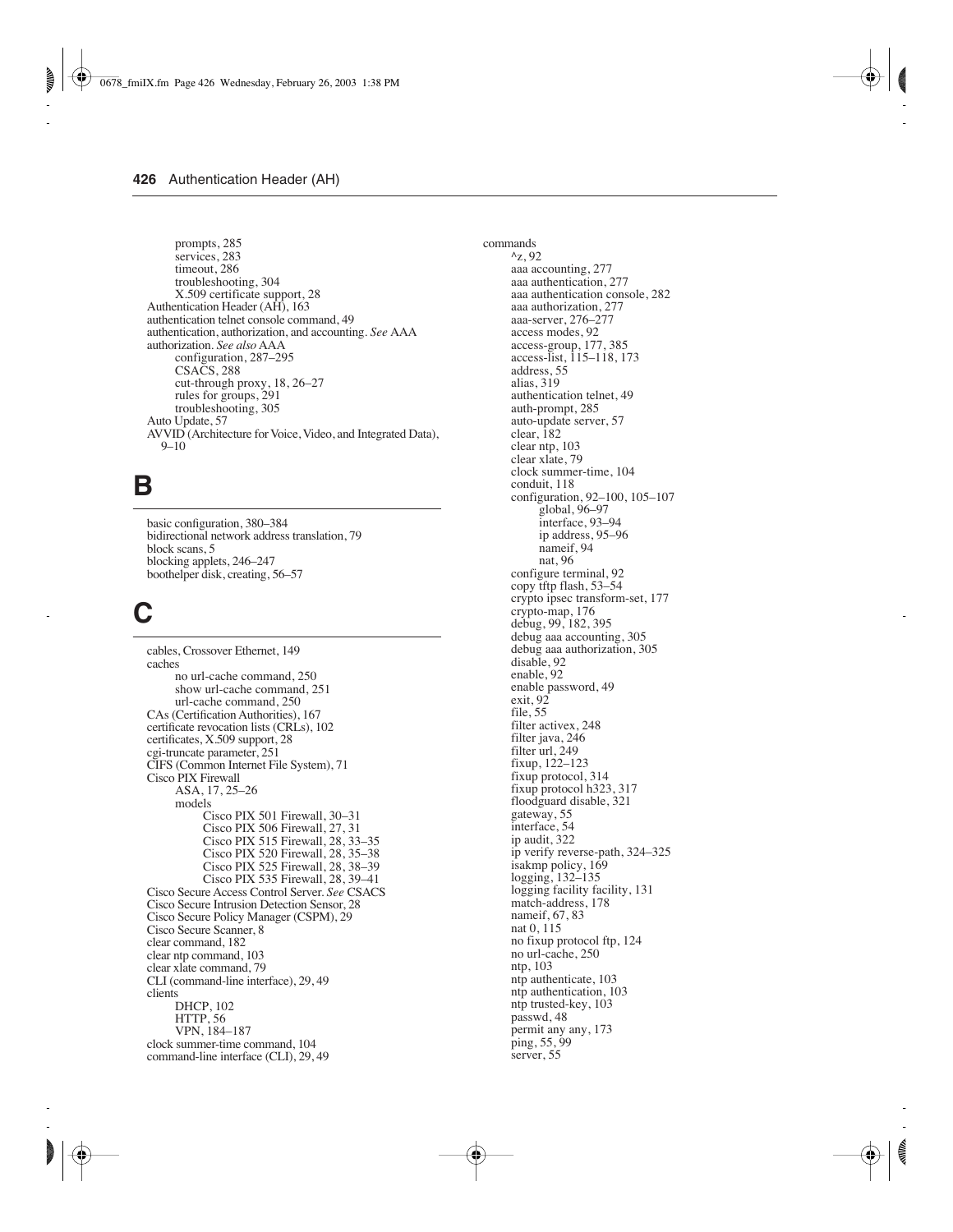prompts, 285
    services, 283
    timeout, 286
    troubleshooting, 304
    X.509 certificate support, 28
Authentication Header (AH), 163
authentication telnet console command, 49
authentication, authorization, and accounting. *See* AAA
authorization. *See also* AAA
    configuration, 287–295
    CSACS, 288
    cut-through proxy, 18, 26–27
    rules for groups, 291
    troubleshooting, 305
Auto Update, 57
AVVID (Architecture for Voice, Video, and Integrated Data), 9–10

# B

basic configuration, 380–384
bidirectional network address translation, 79
block scans, 5
blocking applets, 246–247
boothelper disk, creating, 56–57

# C

cables, Crossover Ethernet, 149
caches
    no url-cache command, 250
    show url-cache command, 251
    url-cache command, 250
CAs (Certification Authorities), 167
certificate revocation lists (CRLs), 102
certificates, X.509 support, 28
cgi-truncate parameter, 251
CIFS (Common Internet File System), 71
Cisco PIX Firewall
    ASA, 17, 25–26
    models
        Cisco PIX 501 Firewall, 30–31
        Cisco PIX 506 Firewall, 27, 31
        Cisco PIX 515 Firewall, 28, 33–35
        Cisco PIX 520 Firewall, 28, 35–38
        Cisco PIX 525 Firewall, 28, 38–39
        Cisco PIX 535 Firewall, 28, 39–41
Cisco Secure Access Control Server. *See* CSACS
Cisco Secure Intrusion Detection Sensor, 28
Cisco Secure Policy Manager (CSPM), 29
Cisco Secure Scanner, 8
clear command, 182
clear ntp command, 103
clear xlate command, 79
CLI (command-line interface), 29, 49
clients
    DHCP, 102
    HTTP, 56
    VPN, 184–187
clock summer-time command, 104
command-line interface (CLI), 29, 49

commands
    ^z, 92
    aaa accounting, 277
    aaa authentication, 277
    aaa authentication console, 282
    aaa authorization, 277
    aaa-server, 276–277
    access modes, 92
    access-group, 177, 385
    access-list, 115–118, 173
    address, 55
    alias, 319
    authentication telnet, 49
    auth-prompt, 285
    auto-update server, 57
    clear, 182
    clear ntp, 103
    clear xlate, 79
    clock summer-time, 104
    conduit, 118
    configuration, 92–100, 105–107
        global, 96–97
        interface, 93–94
        ip address, 95–96
        nameif, 94
        nat, 96
    configure terminal, 92
    copy tftp flash, 53–54
    crypto ipsec transform-set, 177
    crypto-map, 176
    debug, 99, 182, 395
    debug aaa accounting, 305
    debug aaa authorization, 305
    disable, 92
    enable, 92
    enable password, 49
    exit, 92
    file, 55
    filter activex, 248
    filter java, 246
    filter url, 249
    fixup, 122–123
    fixup protocol, 314
    fixup protocol h323, 317
    floodguard disable, 321
    gateway, 55
    interface, 54
    ip audit, 322
    ip verify reverse-path, 324–325
    isakmp policy, 169
    logging, 132–135
    logging facility facility, 131
    match-address, 178
    nameif, 67, 83
    nat 0, 115
    no fixup protocol ftp, 124
    no url-cache, 250
    ntp, 103
    ntp authenticate, 103
    ntp authentication, 103
    ntp trusted-key, 103
    passwd, 48
    permit any any, 173
    ping, 55, 99
    server, 55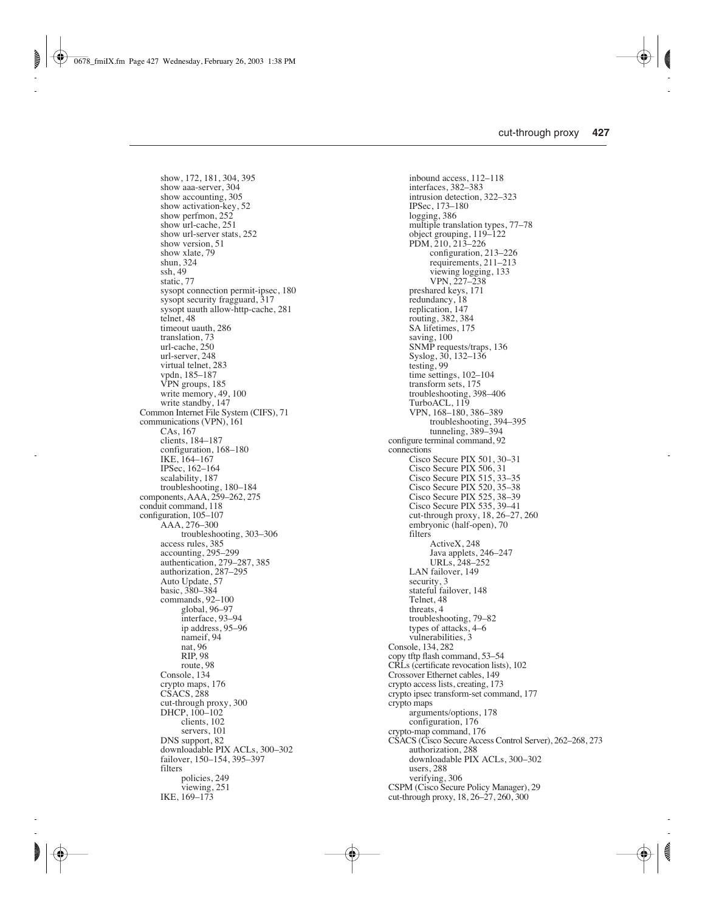- show, 172, 181, 304, 395
- show aaa-server, 304
- show accounting, 305
- show activation-key, 52
- show perfmon, 252
- show url-cache, 251
- show url-server stats, 252
- show version, 51
- show xlate, 79
- shun, 324
- ssh, 49
- static, 77
- sysopt connection permit-ipsec, 180
- sysopt security fragguard, 317
- sysopt uauth allow-http-cache, 281
- telnet, 48
- timeout uauth, 286
- translation, 73
- url-cache, 250
- url-server, 248
- virtual telnet, 283
- vpdn, 185–187
- VPN groups, 185
- write memory, 49, 100
- write standby, 147

Common Internet File System (CIFS), 71
communications (VPN), 161
- CAs, 167
- clients, 184–187
- configuration, 168–180
- IKE, 164–167
- IPSec, 162–164
- scalability, 187
- troubleshooting, 180–184

components, AAA, 259–262, 275
conduit command, 118
configuration, 105–107
- AAA, 276–300
  - troubleshooting, 303–306
- access rules, 385
- accounting, 295–299
- authentication, 279–287, 385
- authorization, 287–295
- Auto Update, 57
- basic, 380–384
- commands, 92–100
  - global, 96–97
  - interface, 93–94
  - ip address, 95–96
  - nameif, 94
  - nat, 96
  - RIP, 98
  - route, 98
- Console, 134
- crypto maps, 176
- CSACS, 288
- cut-through proxy, 300
- DHCP, 100–102
  - clients, 102
  - servers, 101
- DNS support, 82
- downloadable PIX ACLs, 300–302
- failover, 150–154, 395–397
- filters
  - policies, 249
  - viewing, 251
- IKE, 169–173
- inbound access, 112–118
- interfaces, 382–383
- intrusion detection, 322–323
- IPSec, 173–180
- logging, 386
- multiple translation types, 77–78
- object grouping, 119–122
- PDM, 210, 213–226
  - configuration, 213–226
  - requirements, 211–213
  - viewing logging, 133
  - VPN, 227–238
- preshared keys, 171
- redundancy, 18
- replication, 147
- routing, 382, 384
- SA lifetimes, 175
- saving, 100
- SNMP requests/traps, 136
- Syslog, 30, 132–136
- testing, 99
- time settings, 102–104
- transform sets, 175
- troubleshooting, 398–406
- TurboACL, 119
- VPN, 168–180, 386–389
  - troubleshooting, 394–395
  - tunneling, 389–394

configure terminal command, 92
connections
- Cisco Secure PIX 501, 30–31
- Cisco Secure PIX 506, 31
- Cisco Secure PIX 515, 33–35
- Cisco Secure PIX 520, 35–38
- Cisco Secure PIX 525, 38–39
- Cisco Secure PIX 535, 39–41
- cut-through proxy, 18, 26–27, 260
- embryonic (half-open), 70
- filters
  - ActiveX, 248
  - Java applets, 246–247
  - URLs, 248–252
- LAN failover, 149
- security, 3
- stateful failover, 148
- Telnet, 48
- threats, 4
- troubleshooting, 79–82
- types of attacks, 4–6
- vulnerabilities, 3

Console, 134, 282
copy tftp flash command, 53–54
CRLs (certificate revocation lists), 102
Crossover Ethernet cables, 149
crypto access lists, creating, 173
crypto ipsec transform-set command, 177
crypto maps
- arguments/options, 178
- configuration, 176

crypto-map command, 176
CSACS (Cisco Secure Access Control Server), 262–268, 273
- authorization, 288
- downloadable PIX ACLs, 300–302
- users, 288
- verifying, 306

CSPM (Cisco Secure Policy Manager), 29
cut-through proxy, 18, 26–27, 260, 300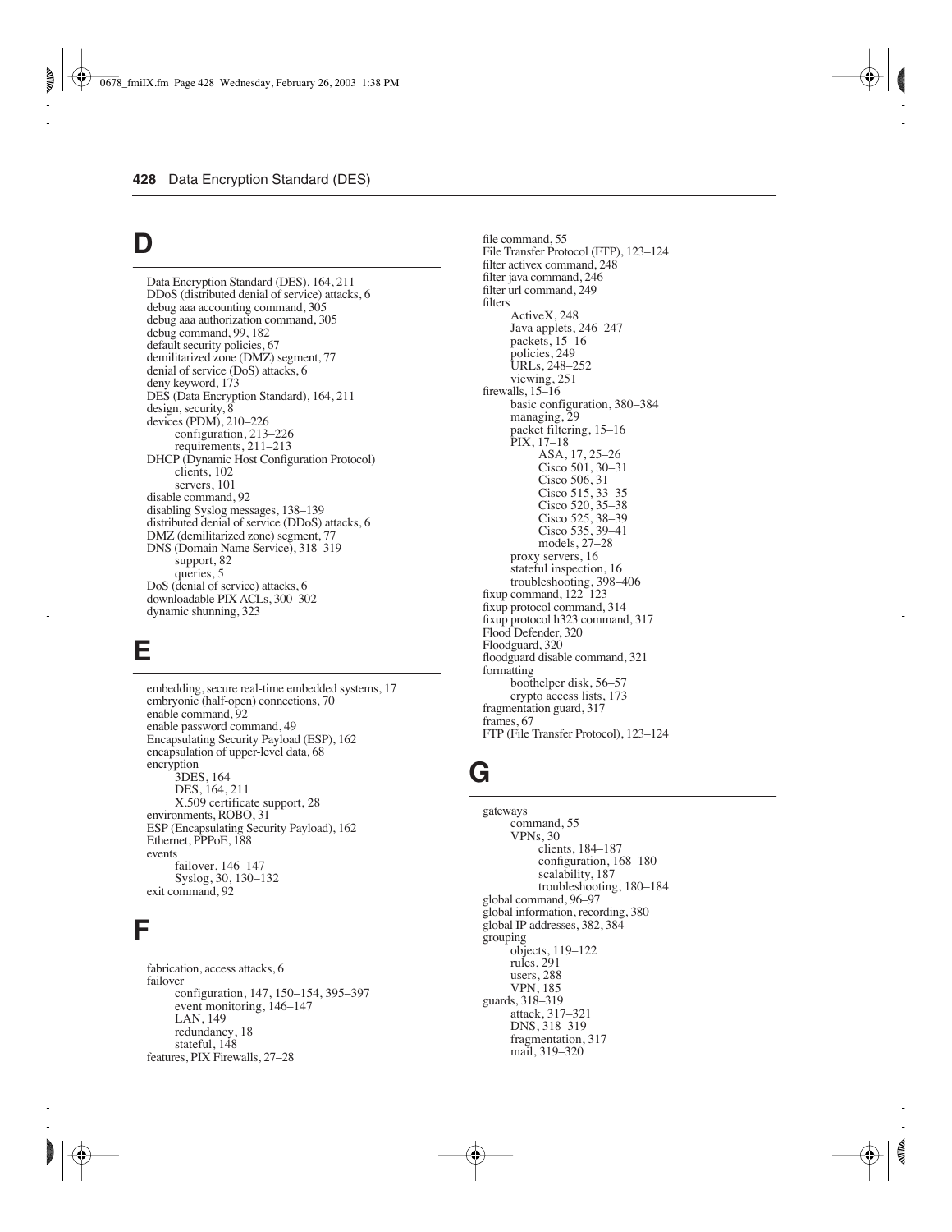## D

Data Encryption Standard (DES), 164, 211
DDoS (distributed denial of service) attacks, 6
debug aaa accounting command, 305
debug aaa authorization command, 305
debug command, 99, 182
default security policies, 67
demilitarized zone (DMZ) segment, 77
denial of service (DoS) attacks, 6
deny keyword, 173
DES (Data Encryption Standard), 164, 211
design, security, 8
devices (PDM), 210–226
- configuration, 213–226
- requirements, 211–213

DHCP (Dynamic Host Configuration Protocol)
- clients, 102
- servers, 101

disable command, 92
disabling Syslog messages, 138–139
distributed denial of service (DDoS) attacks, 6
DMZ (demilitarized zone) segment, 77
DNS (Domain Name Service), 318–319
- support, 82
- queries, 5

DoS (denial of service) attacks, 6
downloadable PIX ACLs, 300–302
dynamic shunning, 323

## E

embedding, secure real-time embedded systems, 17
embryonic (half-open) connections, 70
enable command, 92
enable password command, 49
Encapsulating Security Payload (ESP), 162
encapsulation of upper-level data, 68
encryption
- 3DES, 164
- DES, 164, 211
- X.509 certificate support, 28

environments, ROBO, 31
ESP (Encapsulating Security Payload), 162
Ethernet, PPPoE, 188
events
- failover, 146–147
- Syslog, 30, 130–132

exit command, 92

## F

fabrication, access attacks, 6
failover
- configuration, 147, 150–154, 395–397
- event monitoring, 146–147
- LAN, 149
- redundancy, 18
- stateful, 148

features, PIX Firewalls, 27–28
file command, 55
File Transfer Protocol (FTP), 123–124
filter activex command, 248
filter java command, 246
filter url command, 249
filters
- ActiveX, 248
- Java applets, 246–247
- packets, 15–16
- policies, 249
- URLs, 248–252
- viewing, 251

firewalls, 15–16
- basic configuration, 380–384
- managing, 29
- packet filtering, 15–16
- PIX, 17–18
  - ASA, 17, 25–26
  - Cisco 501, 30–31
  - Cisco 506, 31
  - Cisco 515, 33–35
  - Cisco 520, 35–38
  - Cisco 525, 38–39
  - Cisco 535, 39–41
  - models, 27–28
- proxy servers, 16
- stateful inspection, 16
- troubleshooting, 398–406

fixup command, 122–123
fixup protocol command, 314
fixup protocol h323 command, 317
Flood Defender, 320
Floodguard, 320
floodguard disable command, 321
formatting
- boothelper disk, 56–57
- crypto access lists, 173

fragmentation guard, 317
frames, 67
FTP (File Transfer Protocol), 123–124

## G

gateways
- command, 55
- VPNs, 30
  - clients, 184–187
  - configuration, 168–180
  - scalability, 187
  - troubleshooting, 180–184

global command, 96–97
global information, recording, 380
global IP addresses, 382, 384
grouping
- objects, 119–122
- rules, 291
- users, 288
- VPN, 185

guards, 318–319
- attack, 317–321
- DNS, 318–319
- fragmentation, 317
- mail, 319–320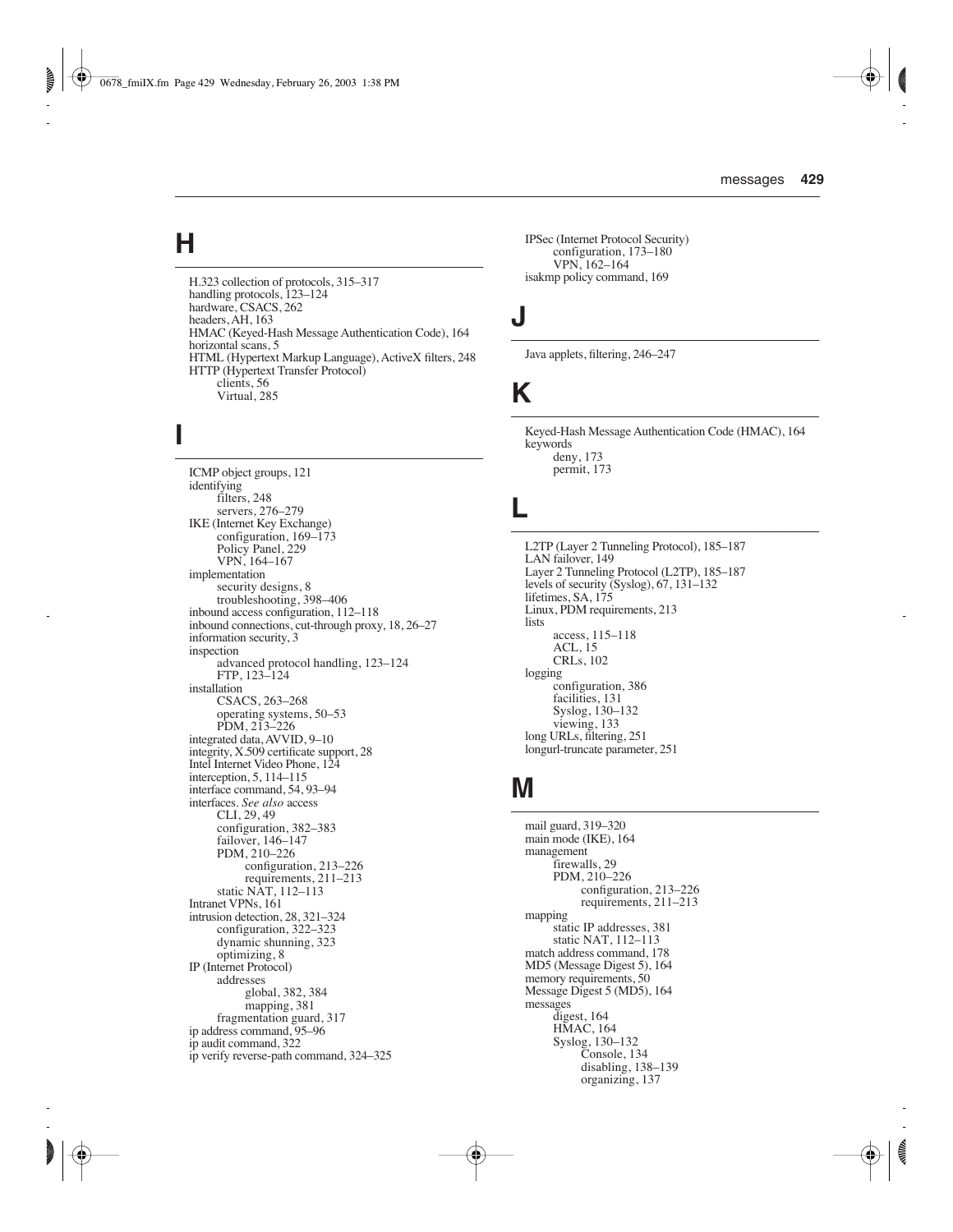## H

H.323 collection of protocols, 315–317
handling protocols, 123–124
hardware, CSACS, 262
headers, AH, 163
HMAC (Keyed-Hash Message Authentication Code), 164
horizontal scans, 5
HTML (Hypertext Markup Language), ActiveX filters, 248
HTTP (Hypertext Transfer Protocol)
- clients, 56
- Virtual, 285

## I

ICMP object groups, 121
identifying
- filters, 248
- servers, 276–279

IKE (Internet Key Exchange)
- configuration, 169–173
- Policy Panel, 229
- VPN, 164–167

implementation
- security designs, 8
- troubleshooting, 398–406

inbound access configuration, 112–118
inbound connections, cut-through proxy, 18, 26–27
information security, 3
inspection
- advanced protocol handling, 123–124
- FTP, 123–124

installation
- CSACS, 263–268
- operating systems, 50–53
- PDM, 213–226

integrated data, AVVID, 9–10
integrity, X.509 certificate support, 28
Intel Internet Video Phone, 124
interception, 5, 114–115
interface command, 54, 93–94
interfaces. *See also* access
- CLI, 29, 49
- configuration, 382–383
- failover, 146–147
- PDM, 210–226
    - configuration, 213–226
    - requirements, 211–213
- static NAT, 112–113

Intranet VPNs, 161
intrusion detection, 28, 321–324
- configuration, 322–323
- dynamic shunning, 323
- optimizing, 8

IP (Internet Protocol)
- addresses
    - global, 382, 384
    - mapping, 381
- fragmentation guard, 317

ip address command, 95–96
ip audit command, 322
ip verify reverse-path command, 324–325
IPSec (Internet Protocol Security)
- configuration, 173–180
- VPN, 162–164

isakmp policy command, 169

## J

Java applets, filtering, 246–247

## K

Keyed-Hash Message Authentication Code (HMAC), 164
keywords
- deny, 173
- permit, 173

## L

L2TP (Layer 2 Tunneling Protocol), 185–187
LAN failover, 149
Layer 2 Tunneling Protocol (L2TP), 185–187
levels of security (Syslog), 67, 131–132
lifetimes, SA, 175
Linux, PDM requirements, 213
lists
- access, 115–118
- ACL, 15
- CRLs, 102

logging
- configuration, 386
- facilities, 131
- Syslog, 130–132
- viewing, 133

long URLs, filtering, 251
longurl-truncate parameter, 251

## M

mail guard, 319–320
main mode (IKE), 164
management
- firewalls, 29
- PDM, 210–226
    - configuration, 213–226
    - requirements, 211–213

mapping
- static IP addresses, 381
- static NAT, 112–113

match address command, 178
MD5 (Message Digest 5), 164
memory requirements, 50
Message Digest 5 (MD5), 164
messages
- digest, 164
- HMAC, 164
- Syslog, 130–132
    - Console, 134
    - disabling, 138–139
    - organizing, 137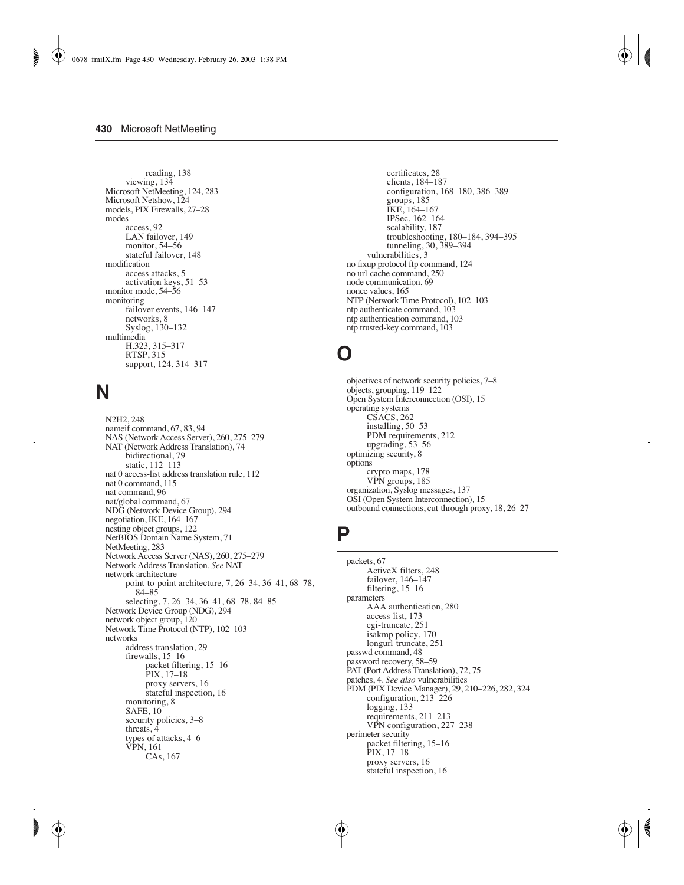reading, 138
viewing, 134

Microsoft NetMeeting, 124, 283
Microsoft Netshow, 124
models, PIX Firewalls, 27–28
modes
- access, 92
- LAN failover, 149
- monitor, 54–56
- stateful failover, 148

modification
- access attacks, 5
- activation keys, 51–53

monitor mode, 54–56
monitoring
- failover events, 146–147
- networks, 8
- Syslog, 130–132

multimedia
- H.323, 315–317
- RTSP, 315
- support, 124, 314–317

# N

N2H2, 248
nameif command, 67, 83, 94
NAS (Network Access Server), 260, 275–279
NAT (Network Address Translation), 74
- bidirectional, 79
- static, 112–113

nat 0 access-list address translation rule, 112
nat 0 command, 115
nat command, 96
nat/global command, 67
NDG (Network Device Group), 294
negotiation, IKE, 164–167
nesting object groups, 122
NetBIOS Domain Name System, 71
NetMeeting, 283
Network Access Server (NAS), 260, 275–279
Network Address Translation. *See* NAT
network architecture
- point-to-point architecture, 7, 26–34, 36–41, 68–78, 84–85
- selecting, 7, 26–34, 36–41, 68–78, 84–85

Network Device Group (NDG), 294
network object group, 120
Network Time Protocol (NTP), 102–103
networks
- address translation, 29
- firewalls, 15–16
  - packet filtering, 15–16
  - PIX, 17–18
  - proxy servers, 16
  - stateful inspection, 16
- monitoring, 8
- SAFE, 10
- security policies, 3–8
- threats, 4
- types of attacks, 4–6
- VPN, 161
  - CAs, 167
  - certificates, 28
  - clients, 184–187
  - configuration, 168–180, 386–389
  - groups, 185
  - IKE, 164–167
  - IPSec, 162–164
  - scalability, 187
  - troubleshooting, 180–184, 394–395
  - tunneling, 30, 389–394
- vulnerabilities, 3

no fixup protocol ftp command, 124
no url-cache command, 250
node communication, 69
nonce values, 165
NTP (Network Time Protocol), 102–103
ntp authenticate command, 103
ntp authentication command, 103
ntp trusted-key command, 103

# O

objectives of network security policies, 7–8
objects, grouping, 119–122
Open System Interconnection (OSI), 15
operating systems
- CSACS, 262
- installing, 50–53
- PDM requirements, 212
- upgrading, 53–56

optimizing security, 8
options
- crypto maps, 178
- VPN groups, 185

organization, Syslog messages, 137
OSI (Open System Interconnection), 15
outbound connections, cut-through proxy, 18, 26–27

# P

packets, 67
- ActiveX filters, 248
- failover, 146–147
- filtering, 15–16

parameters
- AAA authentication, 280
- access-list, 173
- cgi-truncate, 251
- isakmp policy, 170
- longurl-truncate, 251

passwd command, 48
password recovery, 58–59
PAT (Port Address Translation), 72, 75
patches, 4. *See also* vulnerabilities
PDM (PIX Device Manager), 29, 210–226, 282, 324
- configuration, 213–226
- logging, 133
- requirements, 211–213
- VPN configuration, 227–238

perimeter security
- packet filtering, 15–16
- PIX, 17–18
- proxy servers, 16
- stateful inspection, 16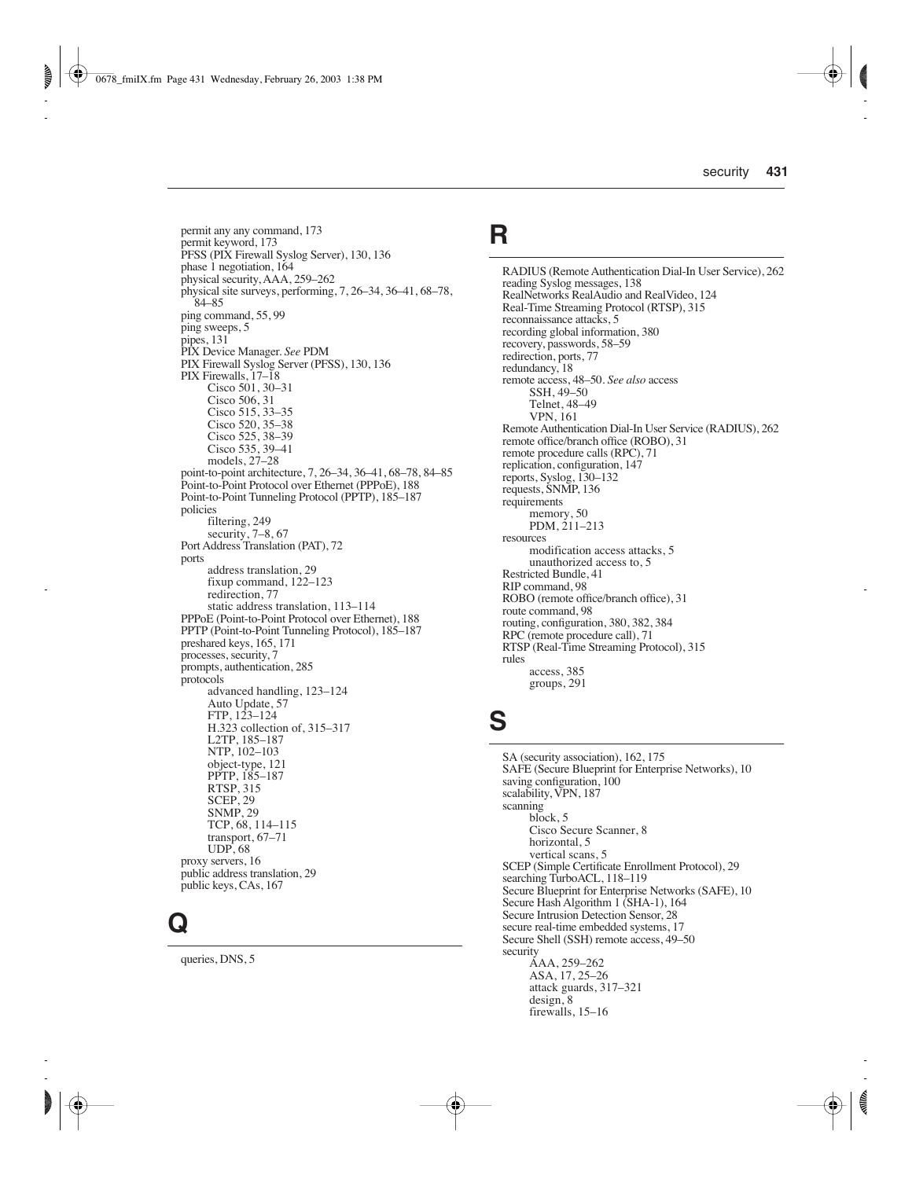permit any any command, 173
permit keyword, 173
PFSS (PIX Firewall Syslog Server), 130, 136
phase 1 negotiation, 164
physical security, AAA, 259–262
physical site surveys, performing, 7, 26–34, 36–41, 68–78, 84–85
ping command, 55, 99
ping sweeps, 5
pipes, 131
PIX Device Manager. *See* PDM
PIX Firewall Syslog Server (PFSS), 130, 136
PIX Firewalls, 17–18
- Cisco 501, 30–31
- Cisco 506, 31
- Cisco 515, 33–35
- Cisco 520, 35–38
- Cisco 525, 38–39
- Cisco 535, 39–41
- models, 27–28

point-to-point architecture, 7, 26–34, 36–41, 68–78, 84–85
Point-to-Point Protocol over Ethernet (PPPoE), 188
Point-to-Point Tunneling Protocol (PPTP), 185–187
policies
- filtering, 249
- security, 7–8, 67

Port Address Translation (PAT), 72
ports
- address translation, 29
- fixup command, 122–123
- redirection, 77
- static address translation, 113–114

PPPoE (Point-to-Point Protocol over Ethernet), 188
PPTP (Point-to-Point Tunneling Protocol), 185–187
preshared keys, 165, 171
processes, security, 7
prompts, authentication, 285
protocols
- advanced handling, 123–124
- Auto Update, 57
- FTP, 123–124
- H.323 collection of, 315–317
- L2TP, 185–187
- NTP, 102–103
- object-type, 121
- PPTP, 185–187
- RTSP, 315
- SCEP, 29
- SNMP, 29
- TCP, 68, 114–115
- transport, 67–71
- UDP, 68

proxy servers, 16
public address translation, 29
public keys, CAs, 167

# Q

queries, DNS, 5

# R

RADIUS (Remote Authentication Dial-In User Service), 262
reading Syslog messages, 138
RealNetworks RealAudio and RealVideo, 124
Real-Time Streaming Protocol (RTSP), 315
reconnaissance attacks, 5
recording global information, 380
recovery, passwords, 58–59
redirection, ports, 77
redundancy, 18
remote access, 48–50. *See also* access
- SSH, 49–50
- Telnet, 48–49
- VPN, 161

Remote Authentication Dial-In User Service (RADIUS), 262
remote office/branch office (ROBO), 31
remote procedure calls (RPC), 71
replication, configuration, 147
reports, Syslog, 130–132
requests, SNMP, 136
requirements
- memory, 50
- PDM, 211–213

resources
- modification access attacks, 5
- unauthorized access to, 5

Restricted Bundle, 41
RIP command, 98
ROBO (remote office/branch office), 31
route command, 98
routing, configuration, 380, 382, 384
RPC (remote procedure call), 71
RTSP (Real-Time Streaming Protocol), 315
rules
- access, 385
- groups, 291

# S

SA (security association), 162, 175
SAFE (Secure Blueprint for Enterprise Networks), 10
saving configuration, 100
scalability, VPN, 187
scanning
- block, 5
- Cisco Secure Scanner, 8
- horizontal, 5
- vertical scans, 5

SCEP (Simple Certificate Enrollment Protocol), 29
searching TurboACL, 118–119
Secure Blueprint for Enterprise Networks (SAFE), 10
Secure Hash Algorithm 1 (SHA-1), 164
Secure Intrusion Detection Sensor, 28
secure real-time embedded systems, 17
Secure Shell (SSH) remote access, 49–50
security
- AAA, 259–262
- ASA, 17, 25–26
- attack guards, 317–321
- design, 8
- firewalls, 15–16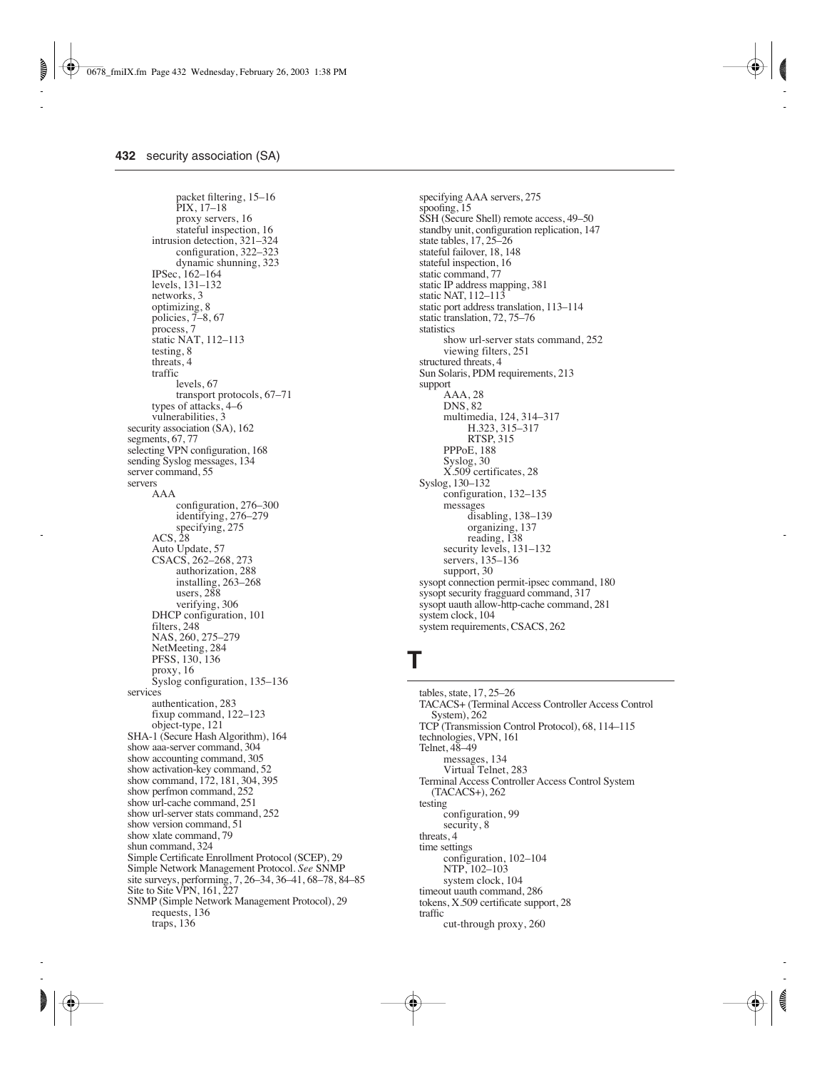packet filtering, 15–16
PIX, 17–18
proxy servers, 16
stateful inspection, 16
intrusion detection, 321–324
configuration, 322–323
dynamic shunning, 323
IPSec, 162–164
levels, 131–132
networks, 3
optimizing, 8
policies, 7–8, 67
process, 7
static NAT, 112–113
testing, 8
threats, 4
traffic
levels, 67
transport protocols, 67–71
types of attacks, 4–6
vulnerabilities, 3
security association (SA), 162
segments, 67, 77
selecting VPN configuration, 168
sending Syslog messages, 134
server command, 55
servers
AAA
configuration, 276–300
identifying, 276–279
specifying, 275
ACS, 28
Auto Update, 57
CSACS, 262–268, 273
authorization, 288
installing, 263–268
users, 288
verifying, 306
DHCP configuration, 101
filters, 248
NAS, 260, 275–279
NetMeeting, 284
PFSS, 130, 136
proxy, 16
Syslog configuration, 135–136
services
authentication, 283
fixup command, 122–123
object-type, 121
SHA-1 (Secure Hash Algorithm), 164
show aaa-server command, 304
show accounting command, 305
show activation-key command, 52
show command, 172, 181, 304, 395
show perfmon command, 252
show url-cache command, 251
show url-server stats command, 252
show version command, 51
show xlate command, 79
shun command, 324
Simple Certificate Enrollment Protocol (SCEP), 29
Simple Network Management Protocol. *See* SNMP
site surveys, performing, 7, 26–34, 36–41, 68–78, 84–85
Site to Site VPN, 161, 227
SNMP (Simple Network Management Protocol), 29
requests, 136
traps, 136

specifying AAA servers, 275
spoofing, 15
SSH (Secure Shell) remote access, 49–50
standby unit, configuration replication, 147
state tables, 17, 25–26
stateful failover, 18, 148
stateful inspection, 16
static command, 77
static IP address mapping, 381
static NAT, 112–113
static port address translation, 113–114
static translation, 72, 75–76
statistics
show url-server stats command, 252
viewing filters, 251
structured threats, 4
Sun Solaris, PDM requirements, 213
support
AAA, 28
DNS, 82
multimedia, 124, 314–317
H.323, 315–317
RTSP, 315
PPPoE, 188
Syslog, 30
X.509 certificates, 28
Syslog, 130–132
configuration, 132–135
messages
disabling, 138–139
organizing, 137
reading, 138
security levels, 131–132
servers, 135–136
support, 30
sysopt connection permit-ipsec command, 180
sysopt security fragguard command, 317
sysopt uauth allow-http-cache command, 281
system clock, 104
system requirements, CSACS, 262

# T

tables, state, 17, 25–26
TACACS+ (Terminal Access Controller Access Control System), 262
TCP (Transmission Control Protocol), 68, 114–115
technologies, VPN, 161
Telnet, 48–49
messages, 134
Virtual Telnet, 283
Terminal Access Controller Access Control System (TACACS+), 262
testing
configuration, 99
security, 8
threats, 4
time settings
configuration, 102–104
NTP, 102–103
system clock, 104
timeout uauth command, 286
tokens, X.509 certificate support, 28
traffic
cut-through proxy, 260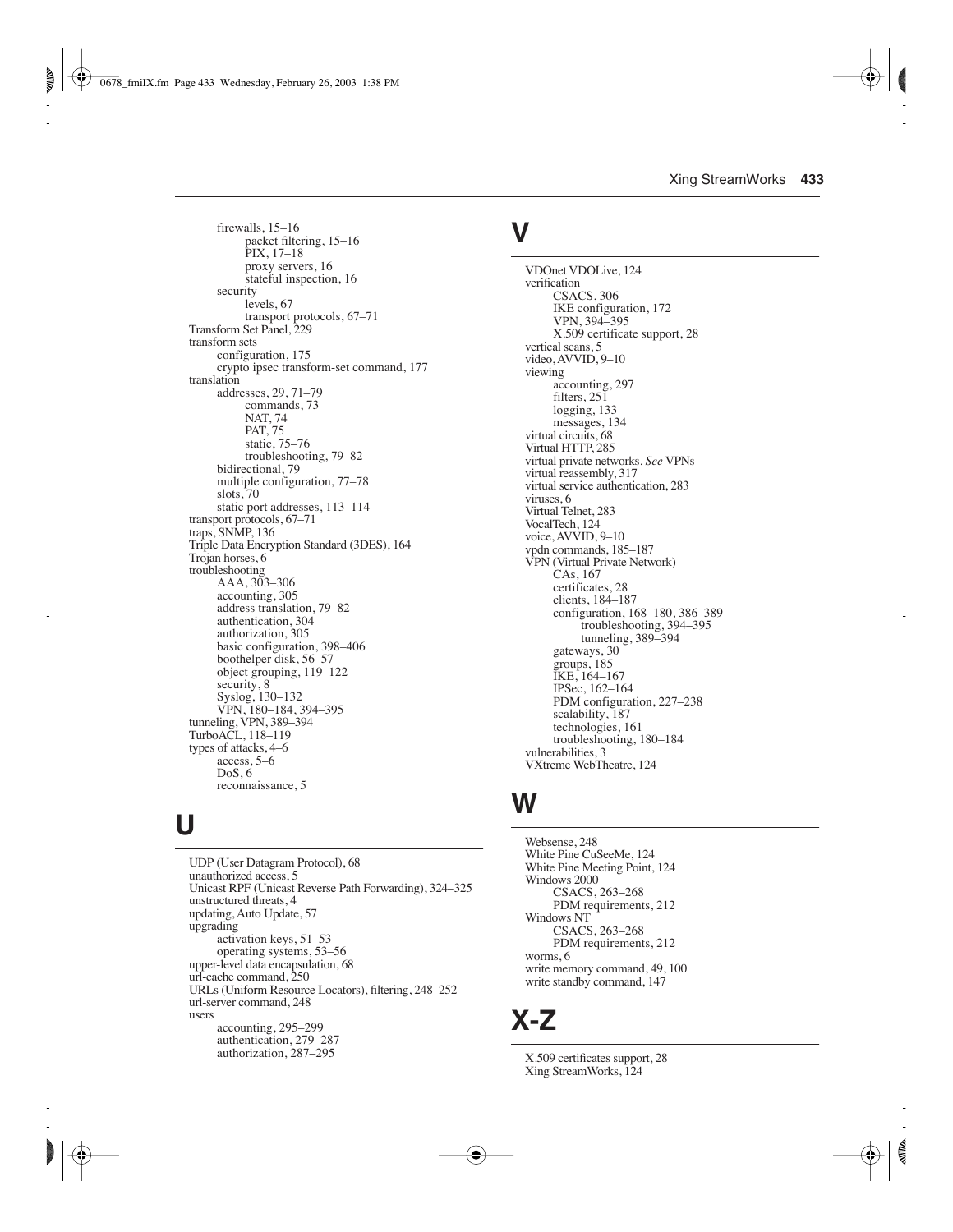firewalls, 15–16
    packet filtering, 15–16
    PIX, 17–18
    proxy servers, 16
    stateful inspection, 16
  security
    levels, 67
    transport protocols, 67–71
Transform Set Panel, 229
transform sets
  configuration, 175
  crypto ipsec transform-set command, 177
translation
  addresses, 29, 71–79
    commands, 73
    NAT, 74
    PAT, 75
    static, 75–76
    troubleshooting, 79–82
  bidirectional, 79
  multiple configuration, 77–78
  slots, 70
  static port addresses, 113–114
transport protocols, 67–71
traps, SNMP, 136
Triple Data Encryption Standard (3DES), 164
Trojan horses, 6
troubleshooting
  AAA, 303–306
  accounting, 305
  address translation, 79–82
  authentication, 304
  authorization, 305
  basic configuration, 398–406
  boothelper disk, 56–57
  object grouping, 119–122
  security, 8
  Syslog, 130–132
  VPN, 180–184, 394–395
tunneling, VPN, 389–394
TurboACL, 118–119
types of attacks, 4–6
  access, 5–6
  DoS, 6
  reconnaissance, 5

# U

UDP (User Datagram Protocol), 68
unauthorized access, 5
Unicast RPF (Unicast Reverse Path Forwarding), 324–325
unstructured threats, 4
updating, Auto Update, 57
upgrading
  activation keys, 51–53
  operating systems, 53–56
upper-level data encapsulation, 68
url-cache command, 250
URLs (Uniform Resource Locators), filtering, 248–252
url-server command, 248
users
  accounting, 295–299
  authentication, 279–287
  authorization, 287–295

# V

VDOnet VDOLive, 124
verification
  CSACS, 306
  IKE configuration, 172
  VPN, 394–395
  X.509 certificate support, 28
vertical scans, 5
video, AVVID, 9–10
viewing
  accounting, 297
  filters, 251
  logging, 133
  messages, 134
virtual circuits, 68
Virtual HTTP, 285
virtual private networks. *See* VPNs
virtual reassembly, 317
virtual service authentication, 283
viruses, 6
Virtual Telnet, 283
VocalTech, 124
voice, AVVID, 9–10
vpdn commands, 185–187
VPN (Virtual Private Network)
  CAs, 167
  certificates, 28
  clients, 184–187
  configuration, 168–180, 386–389
    troubleshooting, 394–395
    tunneling, 389–394
  gateways, 30
  groups, 185
  IKE, 164–167
  IPSec, 162–164
  PDM configuration, 227–238
  scalability, 187
  technologies, 161
  troubleshooting, 180–184
vulnerabilities, 3
VXtreme WebTheatre, 124

# W

Websense, 248
White Pine CuSeeMe, 124
White Pine Meeting Point, 124
Windows 2000
  CSACS, 263–268
  PDM requirements, 212
Windows NT
  CSACS, 263–268
  PDM requirements, 212
worms, 6
write memory command, 49, 100
write standby command, 147

# X-Z

X.509 certificates support, 28
Xing StreamWorks, 124